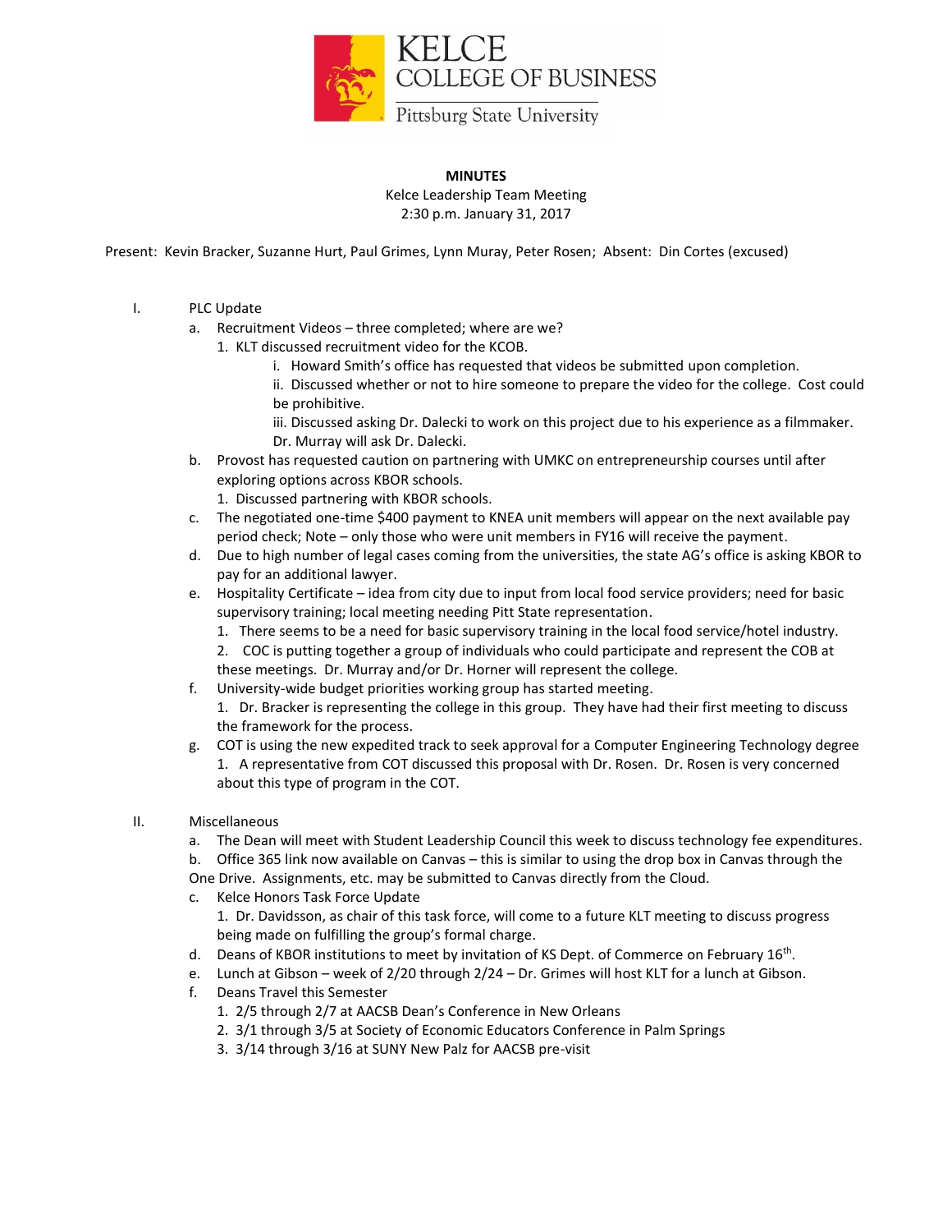KELCE COLLEGE OF BUSINESS
Pittsburg State University

**MINUTES**

Kelce Leadership Team Meeting
2:30 p.m. January 31, 2017

Present: Kevin Bracker, Suzanne Hurt, Paul Grimes, Lynn Muray, Peter Rosen; Absent: Din Cortes (excused)

I. PLC Update

   a. Recruitment Videos – three completed; where are we?
      1. KLT discussed recruitment video for the KCOB.
         i. Howard Smith's office has requested that videos be submitted upon completion.
         ii. Discussed whether or not to hire someone to prepare the video for the college. Cost could be prohibitive.
         iii. Discussed asking Dr. Dalecki to work on this project due to his experience as a filmmaker. Dr. Murray will ask Dr. Dalecki.
   b. Provost has requested caution on partnering with UMKC on entrepreneurship courses until after exploring options across KBOR schools.
      1. Discussed partnering with KBOR schools.
   c. The negotiated one-time $400 payment to KNEA unit members will appear on the next available pay period check; Note – only those who were unit members in FY16 will receive the payment.
   d. Due to high number of legal cases coming from the universities, the state AG's office is asking KBOR to pay for an additional lawyer.
   e. Hospitality Certificate – idea from city due to input from local food service providers; need for basic supervisory training; local meeting needing Pitt State representation.
      1. There seems to be a need for basic supervisory training in the local food service/hotel industry.
      2. COC is putting together a group of individuals who could participate and represent the COB at these meetings. Dr. Murray and/or Dr. Horner will represent the college.
   f. University-wide budget priorities working group has started meeting.
      1. Dr. Bracker is representing the college in this group. They have had their first meeting to discuss the framework for the process.
   g. COT is using the new expedited track to seek approval for a Computer Engineering Technology degree
      1. A representative from COT discussed this proposal with Dr. Rosen. Dr. Rosen is very concerned about this type of program in the COT.

II. Miscellaneous

   a. The Dean will meet with Student Leadership Council this week to discuss technology fee expenditures.
   b. Office 365 link now available on Canvas – this is similar to using the drop box in Canvas through the One Drive. Assignments, etc. may be submitted to Canvas directly from the Cloud.
   c. Kelce Honors Task Force Update
      1. Dr. Davidsson, as chair of this task force, will come to a future KLT meeting to discuss progress being made on fulfilling the group's formal charge.
   d. Deans of KBOR institutions to meet by invitation of KS Dept. of Commerce on February 16th.
   e. Lunch at Gibson – week of 2/20 through 2/24 – Dr. Grimes will host KLT for a lunch at Gibson.
   f. Deans Travel this Semester
      1. 2/5 through 2/7 at AACSB Dean's Conference in New Orleans
      2. 3/1 through 3/5 at Society of Economic Educators Conference in Palm Springs
      3. 3/14 through 3/16 at SUNY New Palz for AACSB pre-visit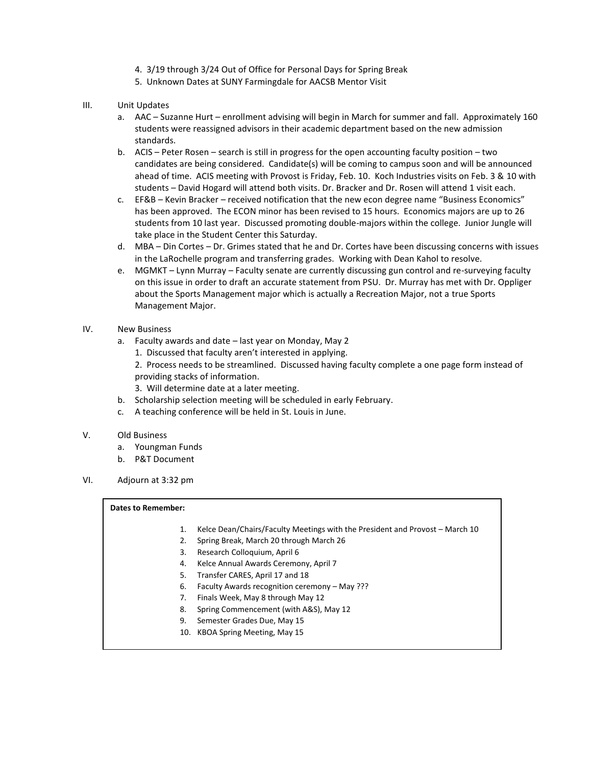4. 3/19 through 3/24 Out of Office for Personal Days for Spring Break
5. Unknown Dates at SUNY Farmingdale for AACSB Mentor Visit

III. Unit Updates

a. AAC – Suzanne Hurt – enrollment advising will begin in March for summer and fall. Approximately 160 students were reassigned advisors in their academic department based on the new admission standards.

b. ACIS – Peter Rosen – search is still in progress for the open accounting faculty position – two candidates are being considered. Candidate(s) will be coming to campus soon and will be announced ahead of time. ACIS meeting with Provost is Friday, Feb. 10. Koch Industries visits on Feb. 3 & 10 with students – David Hogard will attend both visits. Dr. Bracker and Dr. Rosen will attend 1 visit each.

c. EF&B – Kevin Bracker – received notification that the new econ degree name "Business Economics" has been approved. The ECON minor has been revised to 15 hours. Economics majors are up to 26 students from 10 last year. Discussed promoting double-majors within the college. Junior Jungle will take place in the Student Center this Saturday.

d. MBA – Din Cortes – Dr. Grimes stated that he and Dr. Cortes have been discussing concerns with issues in the LaRochelle program and transferring grades. Working with Dean Kahol to resolve.

e. MGMKT – Lynn Murray – Faculty senate are currently discussing gun control and re-surveying faculty on this issue in order to draft an accurate statement from PSU. Dr. Murray has met with Dr. Oppliger about the Sports Management major which is actually a Recreation Major, not a true Sports Management Major.

IV. New Business

a. Faculty awards and date – last year on Monday, May 2
   1. Discussed that faculty aren't interested in applying.
   2. Process needs to be streamlined. Discussed having faculty complete a one page form instead of providing stacks of information.
   3. Will determine date at a later meeting.

b. Scholarship selection meeting will be scheduled in early February.

c. A teaching conference will be held in St. Louis in June.

V. Old Business

a. Youngman Funds

b. P&T Document

VI. Adjourn at 3:32 pm

**Dates to Remember:**

1. Kelce Dean/Chairs/Faculty Meetings with the President and Provost – March 10
2. Spring Break, March 20 through March 26
3. Research Colloquium, April 6
4. Kelce Annual Awards Ceremony, April 7
5. Transfer CARES, April 17 and 18
6. Faculty Awards recognition ceremony – May ???
7. Finals Week, May 8 through May 12
8. Spring Commencement (with A&S), May 12
9. Semester Grades Due, May 15
10. KBOA Spring Meeting, May 15